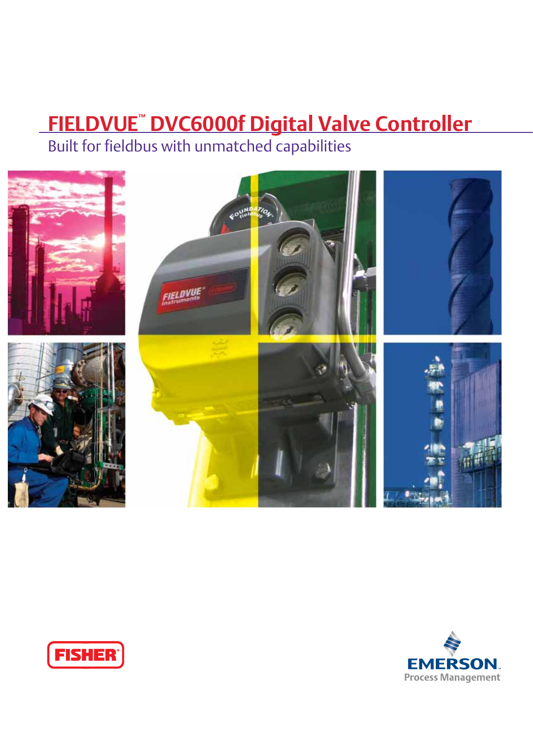# FIELDVUE™ DVC6000f Digital Valve Controller

Built for fieldbus with unmatched capabilities

FISHER®

EMERSON. Process Management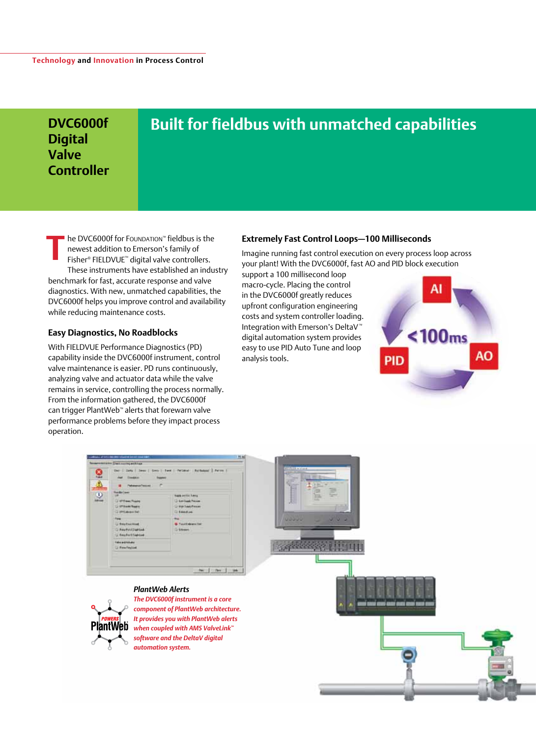# DVC6000f Digital Valve Controller

## Built for fieldbus with unmatched capabilities

The DVC6000f for FOUNDATION™ fieldbus is the newest addition to Emerson's family of Fisher® FIELDVUE™ digital valve controllers. These instruments have established an industry benchmark for fast, accurate response and valve diagnostics. With new, unmatched capabilities, the DVC6000f helps you improve control and availability while reducing maintenance costs.

### Easy Diagnostics, No Roadblocks

With FIELDVUE Performance Diagnostics (PD) capability inside the DVC6000f instrument, control valve maintenance is easier. PD runs continuously, analyzing valve and actuator data while the valve remains in service, controlling the process normally. From the information gathered, the DVC6000f can trigger PlantWeb™ alerts that forewarn valve performance problems before they impact process operation.

### Extremely Fast Control Loops—100 Milliseconds

Imagine running fast control execution on every process loop across your plant! With the DVC6000f, fast AO and PID block execution support a 100 millisecond loop macro-cycle. Placing the control in the DVC6000f greatly reduces upfront configuration engineering costs and system controller loading. Integration with Emerson's DeltaV™ digital automation system provides easy to use PID Auto Tune and loop analysis tools.

AI

<100ms

PID

AO

**_PlantWeb Alerts_**

***The DVC6000f instrument is a core component of PlantWeb architecture. It provides you with PlantWeb alerts when coupled with AMS ValveLink™ software and the DeltaV digital automation system.***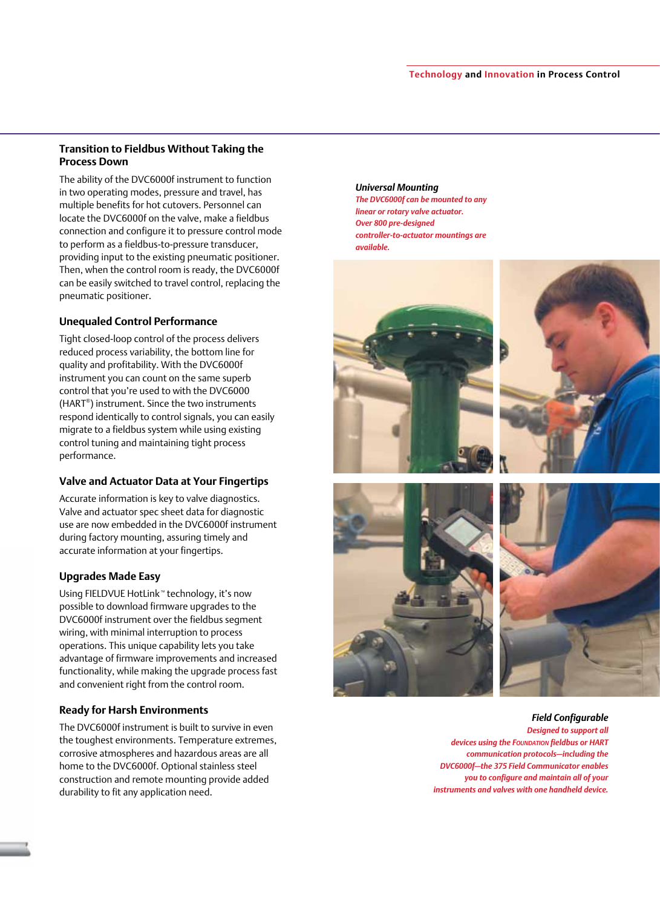## Transition to Fieldbus Without Taking the Process Down

The ability of the DVC6000f instrument to function in two operating modes, pressure and travel, has multiple benefits for hot cutovers. Personnel can locate the DVC6000f on the valve, make a fieldbus connection and configure it to pressure control mode to perform as a fieldbus-to-pressure transducer, providing input to the existing pneumatic positioner. Then, when the control room is ready, the DVC6000f can be easily switched to travel control, replacing the pneumatic positioner.

## Unequaled Control Performance

Tight closed-loop control of the process delivers reduced process variability, the bottom line for quality and profitability. With the DVC6000f instrument you can count on the same superb control that you're used to with the DVC6000 (HART®) instrument. Since the two instruments respond identically to control signals, you can easily migrate to a fieldbus system while using existing control tuning and maintaining tight process performance.

## Valve and Actuator Data at Your Fingertips

Accurate information is key to valve diagnostics. Valve and actuator spec sheet data for diagnostic use are now embedded in the DVC6000f instrument during factory mounting, assuring timely and accurate information at your fingertips.

## Upgrades Made Easy

Using FIELDVUE HotLink™ technology, it's now possible to download firmware upgrades to the DVC6000f instrument over the fieldbus segment wiring, with minimal interruption to process operations. This unique capability lets you take advantage of firmware improvements and increased functionality, while making the upgrade process fast and convenient right from the control room.

## Ready for Harsh Environments

The DVC6000f instrument is built to survive in even the toughest environments. Temperature extremes, corrosive atmospheres and hazardous areas are all home to the DVC6000f. Optional stainless steel construction and remote mounting provide added durability to fit any application need.

***Universal Mounting***

*The DVC6000f can be mounted to any linear or rotary valve actuator. Over 800 pre-designed controller-to-actuator mountings are available.*

***Field Configurable***

*Designed to support all devices using the FOUNDATION fieldbus or HART communication protocols—including the DVC6000f—the 375 Field Communicator enables you to configure and maintain all of your instruments and valves with one handheld device.*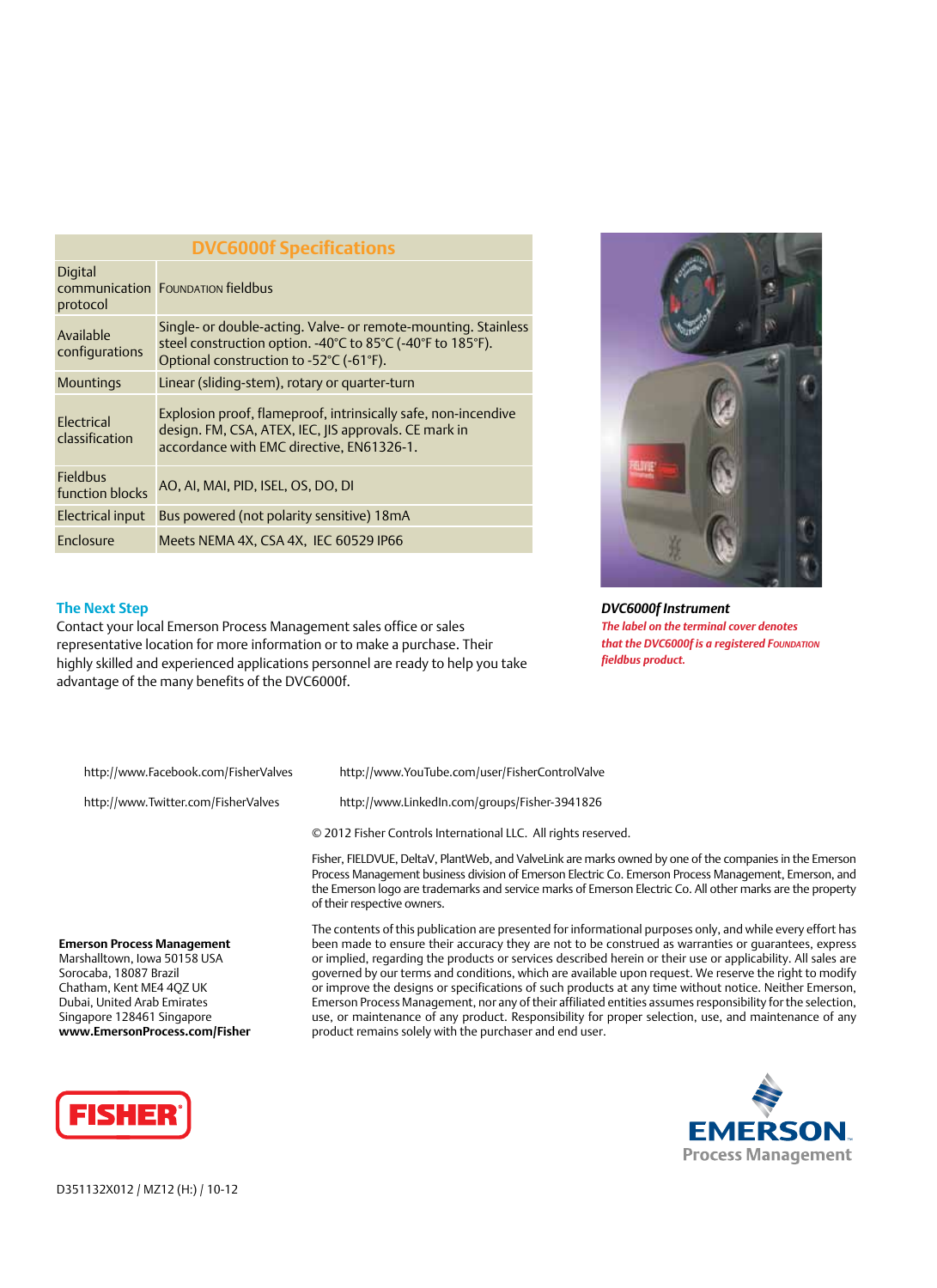| DVC6000f Specifications | |
|---|---|
| Digital communication protocol | Foundation fieldbus |
| Available configurations | Single- or double-acting. Valve- or remote-mounting. Stainless steel construction option. -40°C to 85°C (-40°F to 185°F). Optional construction to -52°C (-61°F). |
| Mountings | Linear (sliding-stem), rotary or quarter-turn |
| Electrical classification | Explosion proof, flameproof, intrinsically safe, non-incendive design. FM, CSA, ATEX, IEC, JIS approvals. CE mark in accordance with EMC directive, EN61326-1. |
| Fieldbus function blocks | AO, AI, MAI, PID, ISEL, OS, DO, DI |
| Electrical input | Bus powered (not polarity sensitive) 18mA |
| Enclosure | Meets NEMA 4X, CSA 4X, IEC 60529 IP66 |

***DVC6000f Instrument***

*The label on the terminal cover denotes that the DVC6000f is a registered Foundation fieldbus product.*

## The Next Step

Contact your local Emerson Process Management sales office or sales representative location for more information or to make a purchase. Their highly skilled and experienced applications personnel are ready to help you take advantage of the many benefits of the DVC6000f.

http://www.Facebook.com/FisherValves

http://www.YouTube.com/user/FisherControlValve

http://www.Twitter.com/FisherValves

http://www.LinkedIn.com/groups/Fisher-3941826

© 2012 Fisher Controls International LLC. All rights reserved.

Fisher, FIELDVUE, DeltaV, PlantWeb, and ValveLink are marks owned by one of the companies in the Emerson Process Management business division of Emerson Electric Co. Emerson Process Management, Emerson, and the Emerson logo are trademarks and service marks of Emerson Electric Co. All other marks are the property of their respective owners.

The contents of this publication are presented for informational purposes only, and while every effort has been made to ensure their accuracy they are not to be construed as warranties or guarantees, express or implied, regarding the products or services described herein or their use or applicability. All sales are governed by our terms and conditions, which are available upon request. We reserve the right to modify or improve the designs or specifications of such products at any time without notice. Neither Emerson, Emerson Process Management, nor any of their affiliated entities assumes responsibility for the selection, use, or maintenance of any product. Responsibility for proper selection, use, and maintenance of any product remains solely with the purchaser and end user.

**Emerson Process Management**
Marshalltown, Iowa 50158 USA
Sorocaba, 18087 Brazil
Chatham, Kent ME4 4QZ UK
Dubai, United Arab Emirates
Singapore 128461 Singapore
**www.EmersonProcess.com/Fisher**

FISHER

EMERSON Process Management

D351132X012 / MZ12 (H:) / 10-12